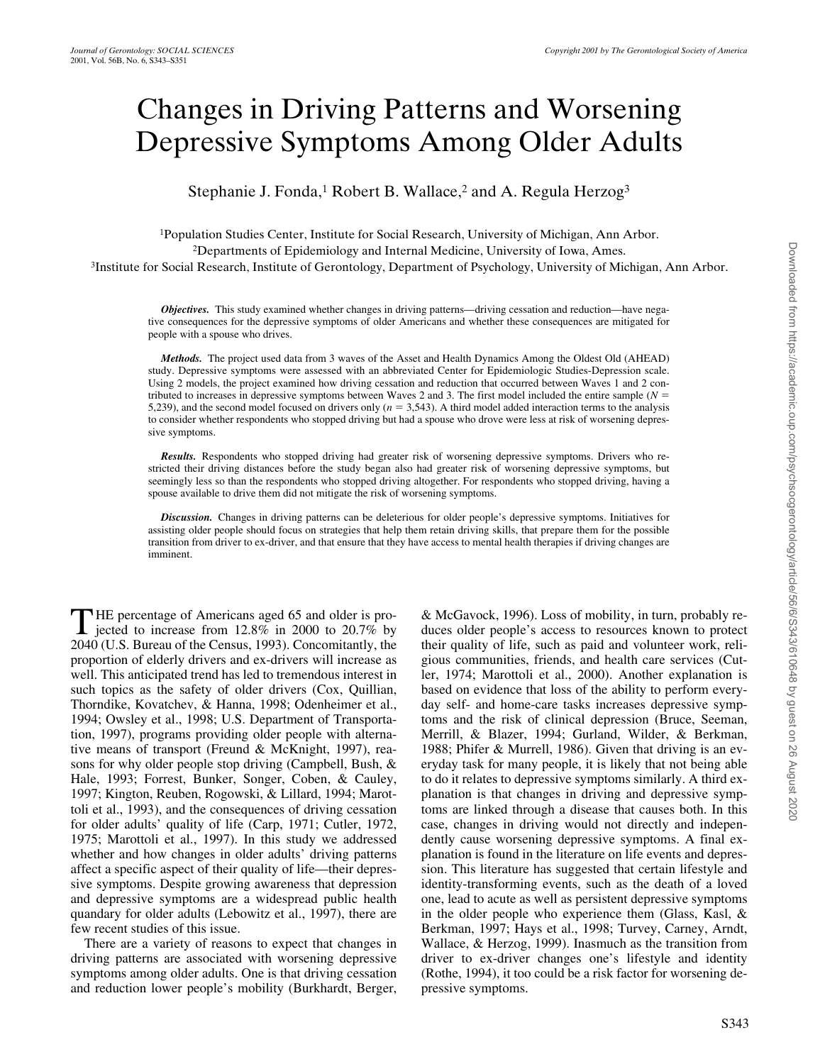# Changes in Driving Patterns and Worsening Depressive Symptoms Among Older Adults

Stephanie J. Fonda,[1] Robert B. Wallace,[2] and A. Regula Herzog[3]

[1]Population Studies Center, Institute for Social Research, University of Michigan, Ann Arbor.
[2]Departments of Epidemiology and Internal Medicine, University of Iowa, Ames.
[3]Institute for Social Research, Institute of Gerontology, Department of Psychology, University of Michigan, Ann Arbor.

***Objectives.*** This study examined whether changes in driving patterns—driving cessation and reduction—have negative consequences for the depressive symptoms of older Americans and whether these consequences are mitigated for people with a spouse who drives.

***Methods.*** The project used data from 3 waves of the Asset and Health Dynamics Among the Oldest Old (AHEAD) study. Depressive symptoms were assessed with an abbreviated Center for Epidemiologic Studies-Depression scale. Using 2 models, the project examined how driving cessation and reduction that occurred between Waves 1 and 2 contributed to increases in depressive symptoms between Waves 2 and 3. The first model included the entire sample ($N$ = 5,239), and the second model focused on drivers only ($n$ = 3,543). A third model added interaction terms to the analysis to consider whether respondents who stopped driving but had a spouse who drove were less at risk of worsening depressive symptoms.

***Results.*** Respondents who stopped driving had greater risk of worsening depressive symptoms. Drivers who restricted their driving distances before the study began also had greater risk of worsening depressive symptoms, but seemingly less so than the respondents who stopped driving altogether. For respondents who stopped driving, having a spouse available to drive them did not mitigate the risk of worsening symptoms.

***Discussion.*** Changes in driving patterns can be deleterious for older people's depressive symptoms. Initiatives for assisting older people should focus on strategies that help them retain driving skills, that prepare them for the possible transition from driver to ex-driver, and that ensure that they have access to mental health therapies if driving changes are imminent.

THE percentage of Americans aged 65 and older is projected to increase from 12.8% in 2000 to 20.7% by 2040 (U.S. Bureau of the Census, 1993). Concomitantly, the proportion of elderly drivers and ex-drivers will increase as well. This anticipated trend has led to tremendous interest in such topics as the safety of older drivers (Cox, Quillian, Thorndike, Kovatchev, & Hanna, 1998; Odenheimer et al., 1994; Owsley et al., 1998; U.S. Department of Transportation, 1997), programs providing older people with alternative means of transport (Freund & McKnight, 1997), reasons for why older people stop driving (Campbell, Bush, & Hale, 1993; Forrest, Bunker, Songer, Coben, & Cauley, 1997; Kington, Reuben, Rogowski, & Lillard, 1994; Marottoli et al., 1993), and the consequences of driving cessation for older adults' quality of life (Carp, 1971; Cutler, 1972, 1975; Marottoli et al., 1997). In this study we addressed whether and how changes in older adults' driving patterns affect a specific aspect of their quality of life—their depressive symptoms. Despite growing awareness that depression and depressive symptoms are a widespread public health quandary for older adults (Lebowitz et al., 1997), there are few recent studies of this issue.

There are a variety of reasons to expect that changes in driving patterns are associated with worsening depressive symptoms among older adults. One is that driving cessation and reduction lower people's mobility (Burkhardt, Berger, & McGavock, 1996). Loss of mobility, in turn, probably reduces older people's access to resources known to protect their quality of life, such as paid and volunteer work, religious communities, friends, and health care services (Cutler, 1974; Marottoli et al., 2000). Another explanation is based on evidence that loss of the ability to perform everyday self- and home-care tasks increases depressive symptoms and the risk of clinical depression (Bruce, Seeman, Merrill, & Blazer, 1994; Gurland, Wilder, & Berkman, 1988; Phifer & Murrell, 1986). Given that driving is an everyday task for many people, it is likely that not being able to do it relates to depressive symptoms similarly. A third explanation is that changes in driving and depressive symptoms are linked through a disease that causes both. In this case, changes in driving would not directly and independently cause worsening depressive symptoms. A final explanation is found in the literature on life events and depression. This literature has suggested that certain lifestyle and identity-transforming events, such as the death of a loved one, lead to acute as well as persistent depressive symptoms in the older people who experience them (Glass, Kasl, & Berkman, 1997; Hays et al., 1998; Turvey, Carney, Arndt, Wallace, & Herzog, 1999). Inasmuch as the transition from driver to ex-driver changes one's lifestyle and identity (Rothe, 1994), it too could be a risk factor for worsening depressive symptoms.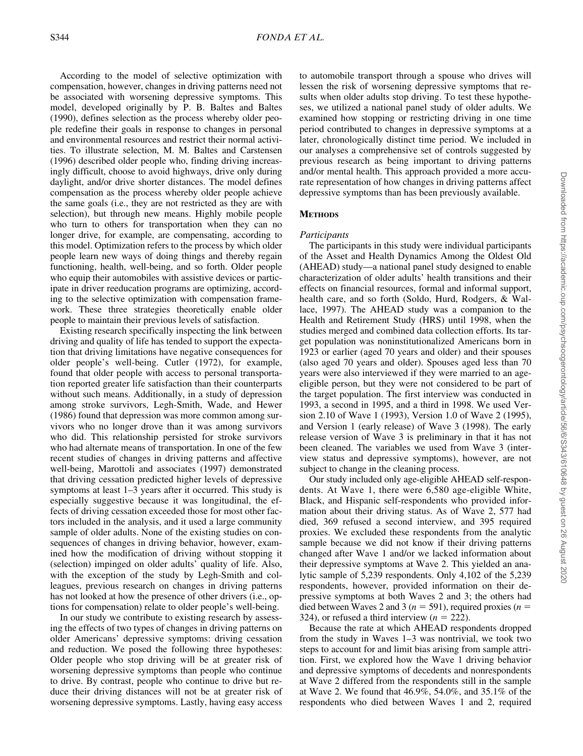According to the model of selective optimization with compensation, however, changes in driving patterns need not be associated with worsening depressive symptoms. This model, developed originally by P. B. Baltes and Baltes (1990), defines selection as the process whereby older people redefine their goals in response to changes in personal and environmental resources and restrict their normal activities. To illustrate selection, M. M. Baltes and Carstensen (1996) described older people who, finding driving increasingly difficult, choose to avoid highways, drive only during daylight, and/or drive shorter distances. The model defines compensation as the process whereby older people achieve the same goals (i.e., they are not restricted as they are with selection), but through new means. Highly mobile people who turn to others for transportation when they can no longer drive, for example, are compensating, according to this model. Optimization refers to the process by which older people learn new ways of doing things and thereby regain functioning, health, well-being, and so forth. Older people who equip their automobiles with assistive devices or participate in driver reeducation programs are optimizing, according to the selective optimization with compensation framework. These three strategies theoretically enable older people to maintain their previous levels of satisfaction.

Existing research specifically inspecting the link between driving and quality of life has tended to support the expectation that driving limitations have negative consequences for older people's well-being. Cutler (1972), for example, found that older people with access to personal transportation reported greater life satisfaction than their counterparts without such means. Additionally, in a study of depression among stroke survivors, Legh-Smith, Wade, and Hewer (1986) found that depression was more common among survivors who no longer drove than it was among survivors who did. This relationship persisted for stroke survivors who had alternate means of transportation. In one of the few recent studies of changes in driving patterns and affective well-being, Marottoli and associates (1997) demonstrated that driving cessation predicted higher levels of depressive symptoms at least 1–3 years after it occurred. This study is especially suggestive because it was longitudinal, the effects of driving cessation exceeded those for most other factors included in the analysis, and it used a large community sample of older adults. None of the existing studies on consequences of changes in driving behavior, however, examined how the modification of driving without stopping it (selection) impinged on older adults' quality of life. Also, with the exception of the study by Legh-Smith and colleagues, previous research on changes in driving patterns has not looked at how the presence of other drivers (i.e., options for compensation) relate to older people's well-being.

In our study we contribute to existing research by assessing the effects of two types of changes in driving patterns on older Americans' depressive symptoms: driving cessation and reduction. We posed the following three hypotheses: Older people who stop driving will be at greater risk of worsening depressive symptoms than people who continue to drive. By contrast, people who continue to drive but reduce their driving distances will not be at greater risk of worsening depressive symptoms. Lastly, having easy access to automobile transport through a spouse who drives will lessen the risk of worsening depressive symptoms that results when older adults stop driving. To test these hypotheses, we utilized a national panel study of older adults. We examined how stopping or restricting driving in one time period contributed to changes in depressive symptoms at a later, chronologically distinct time period. We included in our analyses a comprehensive set of controls suggested by previous research as being important to driving patterns and/or mental health. This approach provided a more accurate representation of how changes in driving patterns affect depressive symptoms than has been previously available.

## Methods

### *Participants*

The participants in this study were individual participants of the Asset and Health Dynamics Among the Oldest Old (AHEAD) study—a national panel study designed to enable characterization of older adults' health transitions and their effects on financial resources, formal and informal support, health care, and so forth (Soldo, Hurd, Rodgers, & Wallace, 1997). The AHEAD study was a companion to the Health and Retirement Study (HRS) until 1998, when the studies merged and combined data collection efforts. Its target population was noninstitutionalized Americans born in 1923 or earlier (aged 70 years and older) and their spouses (also aged 70 years and older). Spouses aged less than 70 years were also interviewed if they were married to an age-eligible person, but they were not considered to be part of the target population. The first interview was conducted in 1993, a second in 1995, and a third in 1998. We used Version 2.10 of Wave 1 (1993), Version 1.0 of Wave 2 (1995), and Version 1 (early release) of Wave 3 (1998). The early release version of Wave 3 is preliminary in that it has not been cleaned. The variables we used from Wave 3 (interview status and depressive symptoms), however, are not subject to change in the cleaning process.

Our study included only age-eligible AHEAD self-respondents. At Wave 1, there were 6,580 age-eligible White, Black, and Hispanic self-respondents who provided information about their driving status. As of Wave 2, 577 had died, 369 refused a second interview, and 395 required proxies. We excluded these respondents from the analytic sample because we did not know if their driving patterns changed after Wave 1 and/or we lacked information about their depressive symptoms at Wave 2. This yielded an analytic sample of 5,239 respondents. Only 4,102 of the 5,239 respondents, however, provided information on their depressive symptoms at both Waves 2 and 3; the others had died between Waves 2 and 3 ($n = 591$), required proxies ($n = 324$), or refused a third interview ($n = 222$).

Because the rate at which AHEAD respondents dropped from the study in Waves 1–3 was nontrivial, we took two steps to account for and limit bias arising from sample attrition. First, we explored how the Wave 1 driving behavior and depressive symptoms of decedents and nonrespondents at Wave 2 differed from the respondents still in the sample at Wave 2. We found that 46.9%, 54.0%, and 35.1% of the respondents who died between Waves 1 and 2, required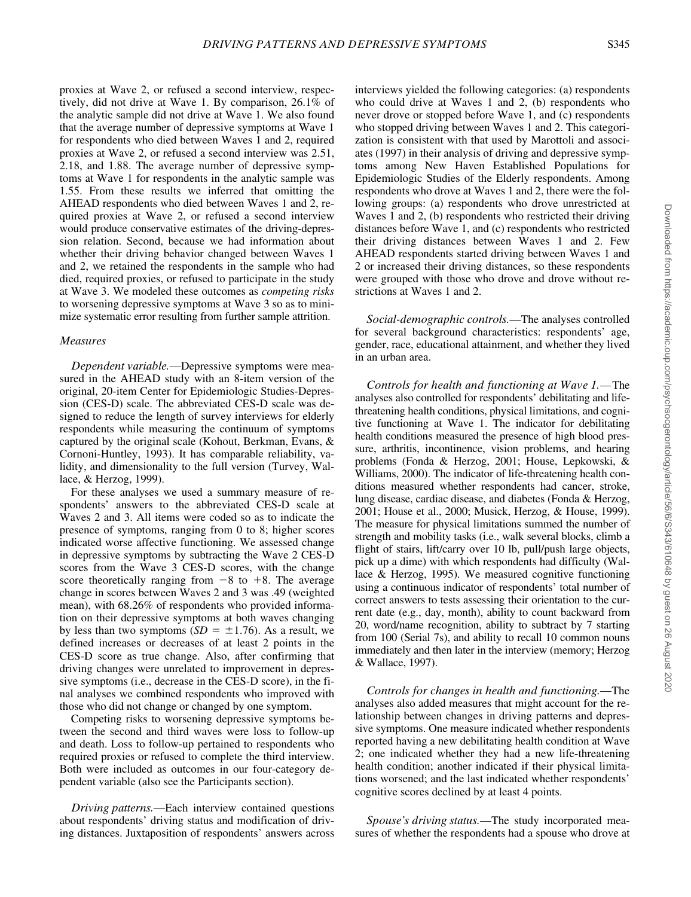proxies at Wave 2, or refused a second interview, respectively, did not drive at Wave 1. By comparison, 26.1% of the analytic sample did not drive at Wave 1. We also found that the average number of depressive symptoms at Wave 1 for respondents who died between Waves 1 and 2, required proxies at Wave 2, or refused a second interview was 2.51, 2.18, and 1.88. The average number of depressive symptoms at Wave 1 for respondents in the analytic sample was 1.55. From these results we inferred that omitting the AHEAD respondents who died between Waves 1 and 2, required proxies at Wave 2, or refused a second interview would produce conservative estimates of the driving-depression relation. Second, because we had information about whether their driving behavior changed between Waves 1 and 2, we retained the respondents in the sample who had died, required proxies, or refused to participate in the study at Wave 3. We modeled these outcomes as *competing risks* to worsening depressive symptoms at Wave 3 so as to minimize systematic error resulting from further sample attrition.

### Measures

*Dependent variable.*—Depressive symptoms were measured in the AHEAD study with an 8-item version of the original, 20-item Center for Epidemiologic Studies-Depression (CES-D) scale. The abbreviated CES-D scale was designed to reduce the length of survey interviews for elderly respondents while measuring the continuum of symptoms captured by the original scale (Kohout, Berkman, Evans, & Cornoni-Huntley, 1993). It has comparable reliability, validity, and dimensionality to the full version (Turvey, Wallace, & Herzog, 1999).

For these analyses we used a summary measure of respondents' answers to the abbreviated CES-D scale at Waves 2 and 3. All items were coded so as to indicate the presence of symptoms, ranging from 0 to 8; higher scores indicated worse affective functioning. We assessed change in depressive symptoms by subtracting the Wave 2 CES-D scores from the Wave 3 CES-D scores, with the change score theoretically ranging from $-8$ to $+8$. The average change in scores between Waves 2 and 3 was .49 (weighted mean), with 68.26% of respondents who provided information on their depressive symptoms at both waves changing by less than two symptoms ($SD = \pm 1.76$). As a result, we defined increases or decreases of at least 2 points in the CES-D score as true change. Also, after confirming that driving changes were unrelated to improvement in depressive symptoms (i.e., decrease in the CES-D score), in the final analyses we combined respondents who improved with those who did not change or changed by one symptom.

Competing risks to worsening depressive symptoms between the second and third waves were loss to follow-up and death. Loss to follow-up pertained to respondents who required proxies or refused to complete the third interview. Both were included as outcomes in our four-category dependent variable (also see the Participants section).

*Driving patterns.*—Each interview contained questions about respondents' driving status and modification of driving distances. Juxtaposition of respondents' answers across interviews yielded the following categories: (a) respondents who could drive at Waves 1 and 2, (b) respondents who never drove or stopped before Wave 1, and (c) respondents who stopped driving between Waves 1 and 2. This categorization is consistent with that used by Marottoli and associates (1997) in their analysis of driving and depressive symptoms among New Haven Established Populations for Epidemiologic Studies of the Elderly respondents. Among respondents who drove at Waves 1 and 2, there were the following groups: (a) respondents who drove unrestricted at Waves 1 and 2, (b) respondents who restricted their driving distances before Wave 1, and (c) respondents who restricted their driving distances between Waves 1 and 2. Few AHEAD respondents started driving between Waves 1 and 2 or increased their driving distances, so these respondents were grouped with those who drove and drove without restrictions at Waves 1 and 2.

*Social-demographic controls.*—The analyses controlled for several background characteristics: respondents' age, gender, race, educational attainment, and whether they lived in an urban area.

*Controls for health and functioning at Wave 1.*—The analyses also controlled for respondents' debilitating and life-threatening health conditions, physical limitations, and cognitive functioning at Wave 1. The indicator for debilitating health conditions measured the presence of high blood pressure, arthritis, incontinence, vision problems, and hearing problems (Fonda & Herzog, 2001; House, Lepkowski, & Williams, 2000). The indicator of life-threatening health conditions measured whether respondents had cancer, stroke, lung disease, cardiac disease, and diabetes (Fonda & Herzog, 2001; House et al., 2000; Musick, Herzog, & House, 1999). The measure for physical limitations summed the number of strength and mobility tasks (i.e., walk several blocks, climb a flight of stairs, lift/carry over 10 lb, pull/push large objects, pick up a dime) with which respondents had difficulty (Wallace & Herzog, 1995). We measured cognitive functioning using a continuous indicator of respondents' total number of correct answers to tests assessing their orientation to the current date (e.g., day, month), ability to count backward from 20, word/name recognition, ability to subtract by 7 starting from 100 (Serial 7s), and ability to recall 10 common nouns immediately and then later in the interview (memory; Herzog & Wallace, 1997).

*Controls for changes in health and functioning.*—The analyses also added measures that might account for the relationship between changes in driving patterns and depressive symptoms. One measure indicated whether respondents reported having a new debilitating health condition at Wave 2; one indicated whether they had a new life-threatening health condition; another indicated if their physical limitations worsened; and the last indicated whether respondents' cognitive scores declined by at least 4 points.

*Spouse's driving status.*—The study incorporated measures of whether the respondents had a spouse who drove at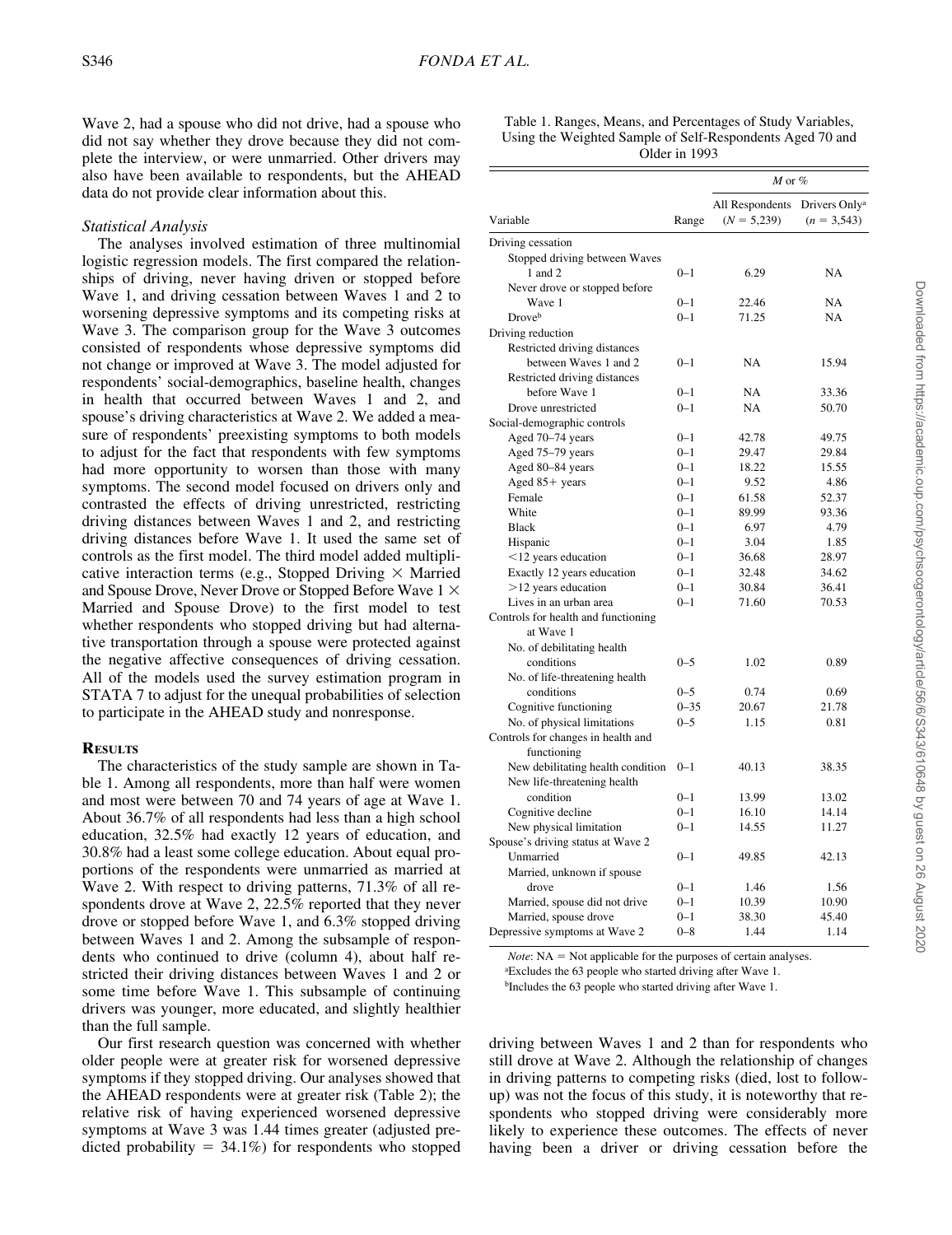Wave 2, had a spouse who did not drive, had a spouse who did not say whether they drove because they did not complete the interview, or were unmarried. Other drivers may also have been available to respondents, but the AHEAD data do not provide clear information about this.

*Statistical Analysis*

The analyses involved estimation of three multinomial logistic regression models. The first compared the relationships of driving, never having driven or stopped before Wave 1, and driving cessation between Waves 1 and 2 to worsening depressive symptoms and its competing risks at Wave 3. The comparison group for the Wave 3 outcomes consisted of respondents whose depressive symptoms did not change or improved at Wave 3. The model adjusted for respondents' social-demographics, baseline health, changes in health that occurred between Waves 1 and 2, and spouse's driving characteristics at Wave 2. We added a measure of respondents' preexisting symptoms to both models to adjust for the fact that respondents with few symptoms had more opportunity to worsen than those with many symptoms. The second model focused on drivers only and contrasted the effects of driving unrestricted, restricting driving distances between Waves 1 and 2, and restricting driving distances before Wave 1. It used the same set of controls as the first model. The third model added multiplicative interaction terms (e.g., Stopped Driving × Married and Spouse Drove, Never Drove or Stopped Before Wave 1 × Married and Spouse Drove) to the first model to test whether respondents who stopped driving but had alternative transportation through a spouse were protected against the negative affective consequences of driving cessation. All of the models used the survey estimation program in STATA 7 to adjust for the unequal probabilities of selection to participate in the AHEAD study and nonresponse.

## Results

The characteristics of the study sample are shown in Table 1. Among all respondents, more than half were women and most were between 70 and 74 years of age at Wave 1. About 36.7% of all respondents had less than a high school education, 32.5% had exactly 12 years of education, and 30.8% had a least some college education. About equal proportions of the respondents were unmarried as married at Wave 2. With respect to driving patterns, 71.3% of all respondents drove at Wave 2, 22.5% reported that they never drove or stopped before Wave 1, and 6.3% stopped driving between Waves 1 and 2. Among the subsample of respondents who continued to drive (column 4), about half restricted their driving distances between Waves 1 and 2 or some time before Wave 1. This subsample of continuing drivers was younger, more educated, and slightly healthier than the full sample.

Our first research question was concerned with whether older people were at greater risk for worsened depressive symptoms if they stopped driving. Our analyses showed that the AHEAD respondents were at greater risk (Table 2); the relative risk of having experienced worsened depressive symptoms at Wave 3 was 1.44 times greater (adjusted predicted probability = 34.1%) for respondents who stopped driving between Waves 1 and 2 than for respondents who still drove at Wave 2. Although the relationship of changes in driving patterns to competing risks (died, lost to follow-up) was not the focus of this study, it is noteworthy that respondents who stopped driving were considerably more likely to experience these outcomes. The effects of never having been a driver or driving cessation before the

Table 1. Ranges, Means, and Percentages of Study Variables, Using the Weighted Sample of Self-Respondents Aged 70 and Older in 1993

| Variable | Range | *M* or % | |
|---|---|---|---|
| | | All Respondents ($N$ = 5,239) | Drivers Only[a] ($n$ = 3,543) |
| Driving cessation | | | |
| Stopped driving between Waves 1 and 2 | 0–1 | 6.29 | NA |
| Never drove or stopped before Wave 1 | 0–1 | 22.46 | NA |
| Drove[b] | 0–1 | 71.25 | NA |
| Driving reduction | | | |
| Restricted driving distances between Waves 1 and 2 | 0–1 | NA | 15.94 |
| Restricted driving distances before Wave 1 | 0–1 | NA | 33.36 |
| Drove unrestricted | 0–1 | NA | 50.70 |
| Social-demographic controls | | | |
| Aged 70–74 years | 0–1 | 42.78 | 49.75 |
| Aged 75–79 years | 0–1 | 29.47 | 29.84 |
| Aged 80–84 years | 0–1 | 18.22 | 15.55 |
| Aged 85+ years | 0–1 | 9.52 | 4.86 |
| Female | 0–1 | 61.58 | 52.37 |
| White | 0–1 | 89.99 | 93.36 |
| Black | 0–1 | 6.97 | 4.79 |
| Hispanic | 0–1 | 3.04 | 1.85 |
| <12 years education | 0–1 | 36.68 | 28.97 |
| Exactly 12 years education | 0–1 | 32.48 | 34.62 |
| >12 years education | 0–1 | 30.84 | 36.41 |
| Lives in an urban area | 0–1 | 71.60 | 70.53 |
| Controls for health and functioning at Wave 1 | | | |
| No. of debilitating health conditions | 0–5 | 1.02 | 0.89 |
| No. of life-threatening health conditions | 0–5 | 0.74 | 0.69 |
| Cognitive functioning | 0–35 | 20.67 | 21.78 |
| No. of physical limitations | 0–5 | 1.15 | 0.81 |
| Controls for changes in health and functioning | | | |
| New debilitating health condition | 0–1 | 40.13 | 38.35 |
| New life-threatening health condition | 0–1 | 13.99 | 13.02 |
| Cognitive decline | 0–1 | 16.10 | 14.14 |
| New physical limitation | 0–1 | 14.55 | 11.27 |
| Spouse's driving status at Wave 2 | | | |
| Unmarried | 0–1 | 49.85 | 42.13 |
| Married, unknown if spouse drove | 0–1 | 1.46 | 1.56 |
| Married, spouse did not drive | 0–1 | 10.39 | 10.90 |
| Married, spouse drove | 0–1 | 38.30 | 45.40 |
| Depressive symptoms at Wave 2 | 0–8 | 1.44 | 1.14 |

*Note*: NA = Not applicable for the purposes of certain analyses.

[a]Excludes the 63 people who started driving after Wave 1.

[b]Includes the 63 people who started driving after Wave 1.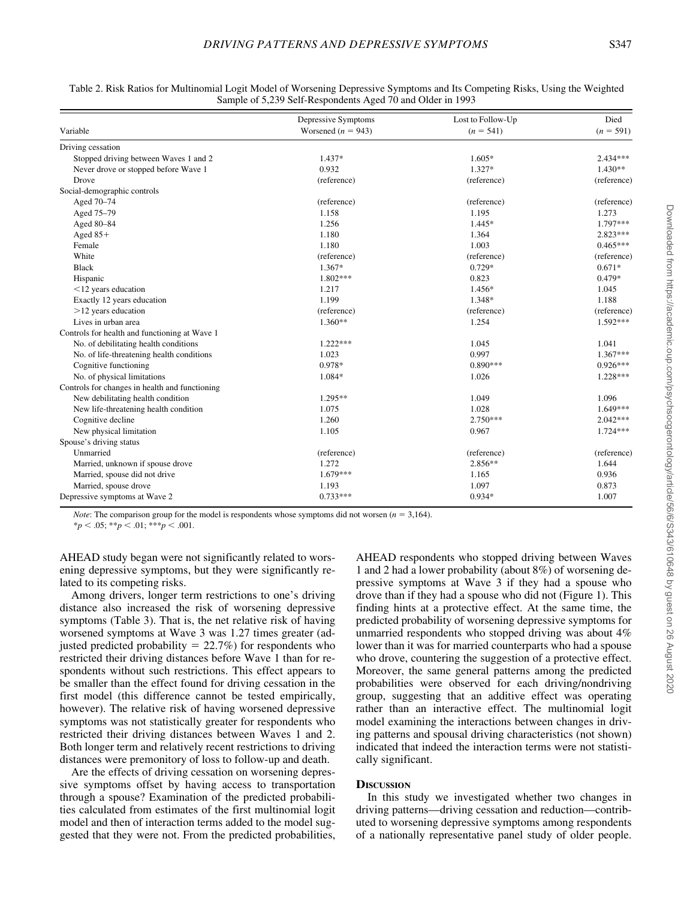Table 2. Risk Ratios for Multinomial Logit Model of Worsening Depressive Symptoms and Its Competing Risks, Using the Weighted Sample of 5,239 Self-Respondents Aged 70 and Older in 1993

| Variable | Depressive Symptoms Worsened ($n$ = 943) | Lost to Follow-Up ($n$ = 541) | Died ($n$ = 591) |
|---|---|---|---|
| Driving cessation | | | |
| Stopped driving between Waves 1 and 2 | 1.437* | 1.605* | 2.434*** |
| Never drove or stopped before Wave 1 | 0.932 | 1.327* | 1.430** |
| Drove | (reference) | (reference) | (reference) |
| Social-demographic controls | | | |
| Aged 70–74 | (reference) | (reference) | (reference) |
| Aged 75–79 | 1.158 | 1.195 | 1.273 |
| Aged 80–84 | 1.256 | 1.445* | 1.797*** |
| Aged 85+ | 1.180 | 1.364 | 2.823*** |
| Female | 1.180 | 1.003 | 0.465*** |
| White | (reference) | (reference) | (reference) |
| Black | 1.367* | 0.729* | 0.671* |
| Hispanic | 1.802*** | 0.823 | 0.479* |
| <12 years education | 1.217 | 1.456* | 1.045 |
| Exactly 12 years education | 1.199 | 1.348* | 1.188 |
| >12 years education | (reference) | (reference) | (reference) |
| Lives in urban area | 1.360** | 1.254 | 1.592*** |
| Controls for health and functioning at Wave 1 | | | |
| No. of debilitating health conditions | 1.222*** | 1.045 | 1.041 |
| No. of life-threatening health conditions | 1.023 | 0.997 | 1.367*** |
| Cognitive functioning | 0.978* | 0.890*** | 0.926*** |
| No. of physical limitations | 1.084* | 1.026 | 1.228*** |
| Controls for changes in health and functioning | | | |
| New debilitating health condition | 1.295** | 1.049 | 1.096 |
| New life-threatening health condition | 1.075 | 1.028 | 1.649*** |
| Cognitive decline | 1.260 | 2.750*** | 2.042*** |
| New physical limitation | 1.105 | 0.967 | 1.724*** |
| Spouse's driving status | | | |
| Unmarried | (reference) | (reference) | (reference) |
| Married, unknown if spouse drove | 1.272 | 2.856** | 1.644 |
| Married, spouse did not drive | 1.679*** | 1.165 | 0.936 |
| Married, spouse drove | 1.193 | 1.097 | 0.873 |
| Depressive symptoms at Wave 2 | 0.733*** | 0.934* | 1.007 |

*Note*: The comparison group for the model is respondents whose symptoms did not worsen ($n$ = 3,164).
*$p < .05$; **$p < .01$; ***$p < .001$.

AHEAD study began were not significantly related to worsening depressive symptoms, but they were significantly related to its competing risks.

Among drivers, longer term restrictions to one's driving distance also increased the risk of worsening depressive symptoms (Table 3). That is, the net relative risk of having worsened symptoms at Wave 3 was 1.27 times greater (adjusted predicted probability = 22.7%) for respondents who restricted their driving distances before Wave 1 than for respondents without such restrictions. This effect appears to be smaller than the effect found for driving cessation in the first model (this difference cannot be tested empirically, however). The relative risk of having worsened depressive symptoms was not statistically greater for respondents who restricted their driving distances between Waves 1 and 2. Both longer term and relatively recent restrictions to driving distances were premonitory of loss to follow-up and death.

Are the effects of driving cessation on worsening depressive symptoms offset by having access to transportation through a spouse? Examination of the predicted probabilities calculated from estimates of the first multinomial logit model and then of interaction terms added to the model suggested that they were not. From the predicted probabilities, AHEAD respondents who stopped driving between Waves 1 and 2 had a lower probability (about 8%) of worsening depressive symptoms at Wave 3 if they had a spouse who drove than if they had a spouse who did not (Figure 1). This finding hints at a protective effect. At the same time, the predicted probability of worsening depressive symptoms for unmarried respondents who stopped driving was about 4% lower than it was for married counterparts who had a spouse who drove, countering the suggestion of a protective effect. Moreover, the same general patterns among the predicted probabilities were observed for each driving/nondriving group, suggesting that an additive effect was operating rather than an interactive effect. The multinomial logit model examining the interactions between changes in driving patterns and spousal driving characteristics (not shown) indicated that indeed the interaction terms were not statistically significant.

## Discussion

In this study we investigated whether two changes in driving patterns—driving cessation and reduction—contributed to worsening depressive symptoms among respondents of a nationally representative panel study of older people.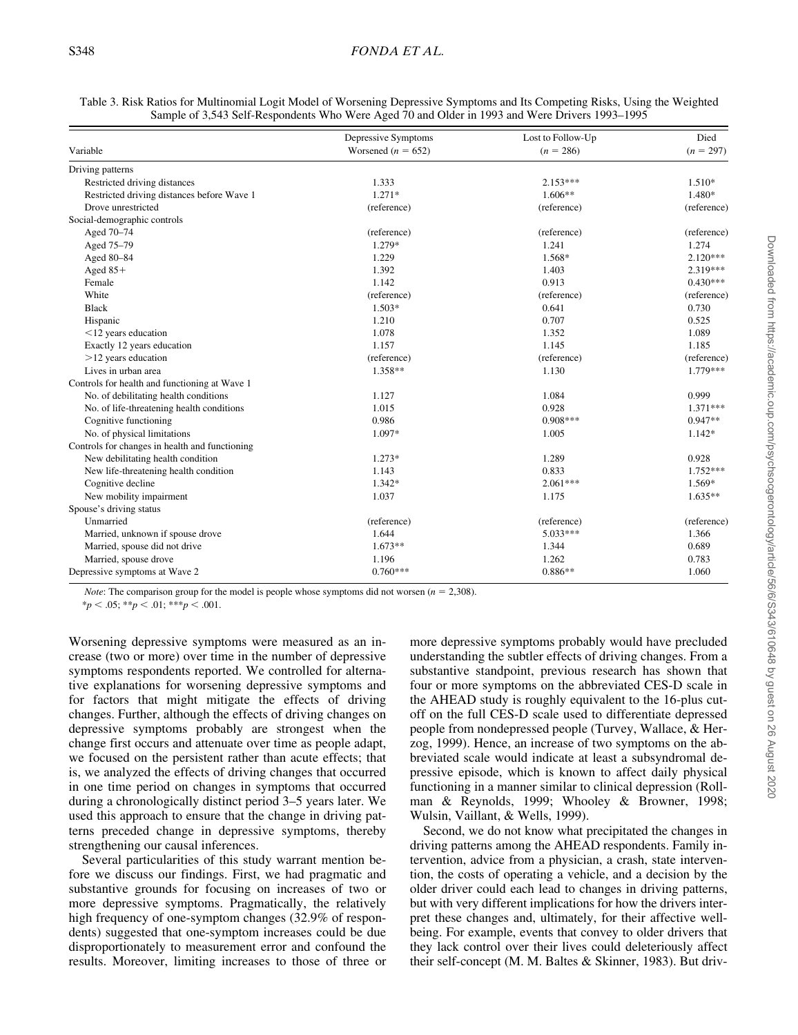Table 3. Risk Ratios for Multinomial Logit Model of Worsening Depressive Symptoms and Its Competing Risks, Using the Weighted Sample of 3,543 Self-Respondents Who Were Aged 70 and Older in 1993 and Were Drivers 1993–1995

| Variable | Depressive Symptoms Worsened ($n = 652$) | Lost to Follow-Up ($n = 286$) | Died ($n = 297$) |
|---|---|---|---|
| Driving patterns | | | |
| Restricted driving distances | 1.333 | 2.153*** | 1.510* |
| Restricted driving distances before Wave 1 | 1.271* | 1.606** | 1.480* |
| Drove unrestricted | (reference) | (reference) | (reference) |
| Social-demographic controls | | | |
| Aged 70–74 | (reference) | (reference) | (reference) |
| Aged 75–79 | 1.279* | 1.241 | 1.274 |
| Aged 80–84 | 1.229 | 1.568* | 2.120*** |
| Aged 85+ | 1.392 | 1.403 | 2.319*** |
| Female | 1.142 | 0.913 | 0.430*** |
| White | (reference) | (reference) | (reference) |
| Black | 1.503* | 0.641 | 0.730 |
| Hispanic | 1.210 | 0.707 | 0.525 |
| <12 years education | 1.078 | 1.352 | 1.089 |
| Exactly 12 years education | 1.157 | 1.145 | 1.185 |
| >12 years education | (reference) | (reference) | (reference) |
| Lives in urban area | 1.358** | 1.130 | 1.779*** |
| Controls for health and functioning at Wave 1 | | | |
| No. of debilitating health conditions | 1.127 | 1.084 | 0.999 |
| No. of life-threatening health conditions | 1.015 | 0.928 | 1.371*** |
| Cognitive functioning | 0.986 | 0.908*** | 0.947** |
| No. of physical limitations | 1.097* | 1.005 | 1.142* |
| Controls for changes in health and functioning | | | |
| New debilitating health condition | 1.273* | 1.289 | 0.928 |
| New life-threatening health condition | 1.143 | 0.833 | 1.752*** |
| Cognitive decline | 1.342* | 2.061*** | 1.569* |
| New mobility impairment | 1.037 | 1.175 | 1.635** |
| Spouse's driving status | | | |
| Unmarried | (reference) | (reference) | (reference) |
| Married, unknown if spouse drove | 1.644 | 5.033*** | 1.366 |
| Married, spouse did not drive | 1.673** | 1.344 | 0.689 |
| Married, spouse drove | 1.196 | 1.262 | 0.783 |
| Depressive symptoms at Wave 2 | 0.760*** | 0.886** | 1.060 |

*Note*: The comparison group for the model is people whose symptoms did not worsen ($n = 2{,}308$).
\*$p < .05$; \*\*$p < .01$; \*\*\*$p < .001$.

Worsening depressive symptoms were measured as an increase (two or more) over time in the number of depressive symptoms respondents reported. We controlled for alternative explanations for worsening depressive symptoms and for factors that might mitigate the effects of driving changes. Further, although the effects of driving changes on depressive symptoms probably are strongest when the change first occurs and attenuate over time as people adapt, we focused on the persistent rather than acute effects; that is, we analyzed the effects of driving changes that occurred in one time period on changes in symptoms that occurred during a chronologically distinct period 3–5 years later. We used this approach to ensure that the change in driving patterns preceded change in depressive symptoms, thereby strengthening our causal inferences.

Several particularities of this study warrant mention before we discuss our findings. First, we had pragmatic and substantive grounds for focusing on increases of two or more depressive symptoms. Pragmatically, the relatively high frequency of one-symptom changes (32.9% of respondents) suggested that one-symptom increases could be due disproportionately to measurement error and confound the results. Moreover, limiting increases to those of three or more depressive symptoms probably would have precluded understanding the subtler effects of driving changes. From a substantive standpoint, previous research has shown that four or more symptoms on the abbreviated CES-D scale in the AHEAD study is roughly equivalent to the 16-plus cutoff on the full CES-D scale used to differentiate depressed people from nondepressed people (Turvey, Wallace, & Herzog, 1999). Hence, an increase of two symptoms on the abbreviated scale would indicate at least a subsyndromal depressive episode, which is known to affect daily physical functioning in a manner similar to clinical depression (Rollman & Reynolds, 1999; Whooley & Browner, 1998; Wulsin, Vaillant, & Wells, 1999).

Second, we do not know what precipitated the changes in driving patterns among the AHEAD respondents. Family intervention, advice from a physician, a crash, state intervention, the costs of operating a vehicle, and a decision by the older driver could each lead to changes in driving patterns, but with very different implications for how the drivers interpret these changes and, ultimately, for their affective well-being. For example, events that convey to older drivers that they lack control over their lives could deleteriously affect their self-concept (M. M. Baltes & Skinner, 1983). But driv-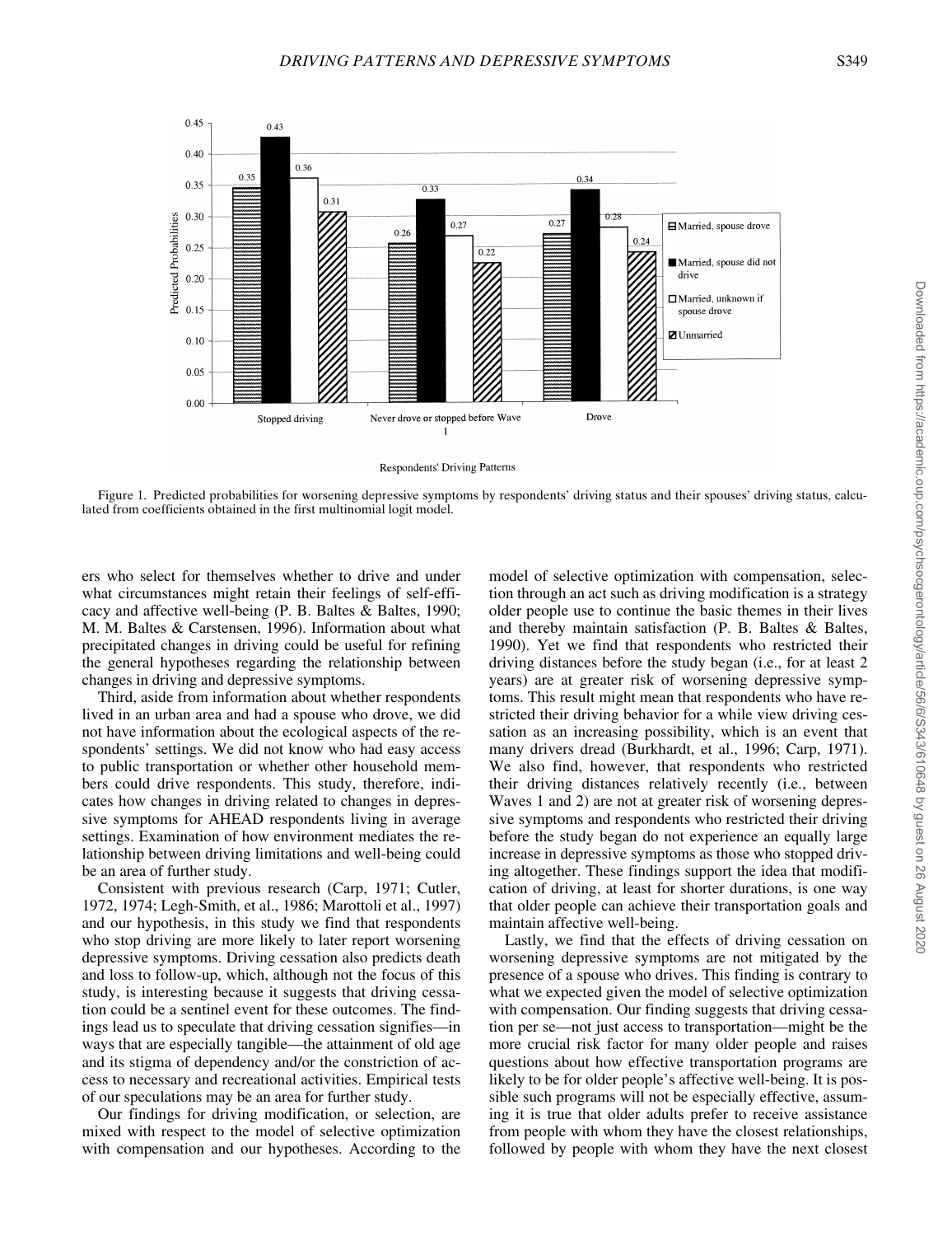Figure 1. Predicted probabilities for worsening depressive symptoms by respondents' driving status and their spouses' driving status, calculated from coefficients obtained in the first multinomial logit model.

ers who select for themselves whether to drive and under what circumstances might retain their feelings of self-efficacy and affective well-being (P. B. Baltes & Baltes, 1990; M. M. Baltes & Carstensen, 1996). Information about what precipitated changes in driving could be useful for refining the general hypotheses regarding the relationship between changes in driving and depressive symptoms.

Third, aside from information about whether respondents lived in an urban area and had a spouse who drove, we did not have information about the ecological aspects of the respondents' settings. We did not know who had easy access to public transportation or whether other household members could drive respondents. This study, therefore, indicates how changes in driving related to changes in depressive symptoms for AHEAD respondents living in average settings. Examination of how environment mediates the relationship between driving limitations and well-being could be an area of further study.

Consistent with previous research (Carp, 1971; Cutler, 1972, 1974; Legh-Smith, et al., 1986; Marottoli et al., 1997) and our hypothesis, in this study we find that respondents who stop driving are more likely to later report worsening depressive symptoms. Driving cessation also predicts death and loss to follow-up, which, although not the focus of this study, is interesting because it suggests that driving cessation could be a sentinel event for these outcomes. The findings lead us to speculate that driving cessation signifies—in ways that are especially tangible—the attainment of old age and its stigma of dependency and/or the constriction of access to necessary and recreational activities. Empirical tests of our speculations may be an area for further study.

Our findings for driving modification, or selection, are mixed with respect to the model of selective optimization with compensation and our hypotheses. According to the model of selective optimization with compensation, selection through an act such as driving modification is a strategy older people use to continue the basic themes in their lives and thereby maintain satisfaction (P. B. Baltes & Baltes, 1990). Yet we find that respondents who restricted their driving distances before the study began (i.e., for at least 2 years) are at greater risk of worsening depressive symptoms. This result might mean that respondents who have restricted their driving behavior for a while view driving cessation as an increasing possibility, which is an event that many drivers dread (Burkhardt, et al., 1996; Carp, 1971). We also find, however, that respondents who restricted their driving distances relatively recently (i.e., between Waves 1 and 2) are not at greater risk of worsening depressive symptoms and respondents who restricted their driving before the study began do not experience an equally large increase in depressive symptoms as those who stopped driving altogether. These findings support the idea that modification of driving, at least for shorter durations, is one way that older people can achieve their transportation goals and maintain affective well-being.

Lastly, we find that the effects of driving cessation on worsening depressive symptoms are not mitigated by the presence of a spouse who drives. This finding is contrary to what we expected given the model of selective optimization with compensation. Our finding suggests that driving cessation per se—not just access to transportation—might be the more crucial risk factor for many older people and raises questions about how effective transportation programs are likely to be for older people's affective well-being. It is possible such programs will not be especially effective, assuming it is true that older adults prefer to receive assistance from people with whom they have the closest relationships, followed by people with whom they have the next closest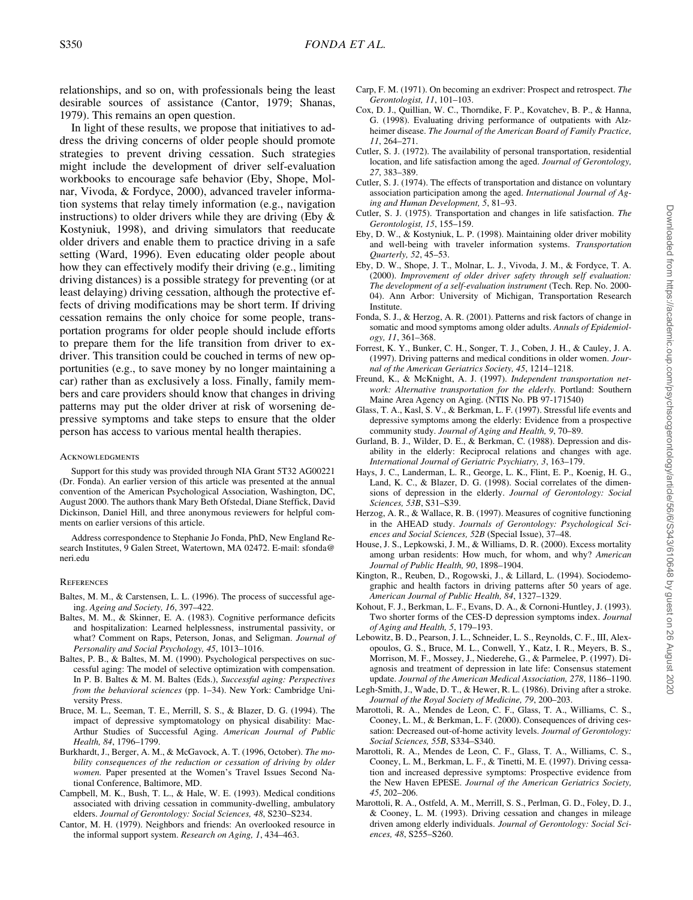relationships, and so on, with professionals being the least desirable sources of assistance (Cantor, 1979; Shanas, 1979). This remains an open question.

In light of these results, we propose that initiatives to address the driving concerns of older people should promote strategies to prevent driving cessation. Such strategies might include the development of driver self-evaluation workbooks to encourage safe behavior (Eby, Shope, Molnar, Vivoda, & Fordyce, 2000), advanced traveler information systems that relay timely information (e.g., navigation instructions) to older drivers while they are driving (Eby & Kostyniuk, 1998), and driving simulators that reeducate older drivers and enable them to practice driving in a safe setting (Ward, 1996). Even educating older people about how they can effectively modify their driving (e.g., limiting driving distances) is a possible strategy for preventing (or at least delaying) driving cessation, although the protective effects of driving modifications may be short term. If driving cessation remains the only choice for some people, transportation programs for older people should include efforts to prepare them for the life transition from driver to ex-driver. This transition could be couched in terms of new opportunities (e.g., to save money by no longer maintaining a car) rather than as exclusively a loss. Finally, family members and care providers should know that changes in driving patterns may put the older driver at risk of worsening depressive symptoms and take steps to ensure that the older person has access to various mental health therapies.

## Acknowledgments

Support for this study was provided through NIA Grant 5T32 AG00221 (Dr. Fonda). An earlier version of this article was presented at the annual convention of the American Psychological Association, Washington, DC, August 2000. The authors thank Mary Beth Ofstedal, Diane Steffick, David Dickinson, Daniel Hill, and three anonymous reviewers for helpful comments on earlier versions of this article.

Address correspondence to Stephanie Jo Fonda, PhD, New England Research Institutes, 9 Galen Street, Watertown, MA 02472. E-mail: sfonda@neri.edu

## References

Baltes, M. M., & Carstensen, L. L. (1996). The process of successful ageing. *Ageing and Society, 16*, 397–422.

Baltes, M. M., & Skinner, E. A. (1983). Cognitive performance deficits and hospitalization: Learned helplessness, instrumental passivity, or what? Comment on Raps, Peterson, Jonas, and Seligman. *Journal of Personality and Social Psychology, 45*, 1013–1016.

Baltes, P. B., & Baltes, M. M. (1990). Psychological perspectives on successful aging: The model of selective optimization with compensation. In P. B. Baltes & M. M. Baltes (Eds.), *Successful aging: Perspectives from the behavioral sciences* (pp. 1–34). New York: Cambridge University Press.

Bruce, M. L., Seeman, T. E., Merrill, S. S., & Blazer, D. G. (1994). The impact of depressive symptomatology on physical disability: MacArthur Studies of Successful Aging. *American Journal of Public Health, 84*, 1796–1799.

Burkhardt, J., Berger, A. M., & McGavock, A. T. (1996, October). *The mobility consequences of the reduction or cessation of driving by older women.* Paper presented at the Women's Travel Issues Second National Conference, Baltimore, MD.

Campbell, M. K., Bush, T. L., & Hale, W. E. (1993). Medical conditions associated with driving cessation in community-dwelling, ambulatory elders. *Journal of Gerontology: Social Sciences, 48*, S230–S234.

Cantor, M. H. (1979). Neighbors and friends: An overlooked resource in the informal support system. *Research on Aging, 1*, 434–463.

Carp, F. M. (1971). On becoming an exdriver: Prospect and retrospect. *The Gerontologist, 11*, 101–103.

Cox, D. J., Quillian, W. C., Thorndike, F. P., Kovatchev, B. P., & Hanna, G. (1998). Evaluating driving performance of outpatients with Alzheimer disease. *The Journal of the American Board of Family Practice, 11*, 264–271.

Cutler, S. J. (1972). The availability of personal transportation, residential location, and life satisfaction among the aged. *Journal of Gerontology, 27*, 383–389.

Cutler, S. J. (1974). The effects of transportation and distance on voluntary association participation among the aged. *International Journal of Aging and Human Development, 5*, 81–93.

Cutler, S. J. (1975). Transportation and changes in life satisfaction. *The Gerontologist, 15*, 155–159.

Eby, D. W., & Kostyniuk, L. P. (1998). Maintaining older driver mobility and well-being with traveler information systems. *Transportation Quarterly, 52*, 45–53.

Eby, D. W., Shope, J. T., Molnar, L. J., Vivoda, J. M., & Fordyce, T. A. (2000). *Improvement of older driver safety through self evaluation: The development of a self-evaluation instrument* (Tech. Rep. No. 2000-04). Ann Arbor: University of Michigan, Transportation Research Institute.

Fonda, S. J., & Herzog, A. R. (2001). Patterns and risk factors of change in somatic and mood symptoms among older adults. *Annals of Epidemiology, 11*, 361–368.

Forrest, K. Y., Bunker, C. H., Songer, T. J., Coben, J. H., & Cauley, J. A. (1997). Driving patterns and medical conditions in older women. *Journal of the American Geriatrics Society, 45*, 1214–1218.

Freund, K., & McKnight, A. J. (1997). *Independent transportation network: Alternative transportation for the elderly.* Portland: Southern Maine Area Agency on Aging. (NTIS No. PB 97-171540)

Glass, T. A., Kasl, S. V., & Berkman, L. F. (1997). Stressful life events and depressive symptoms among the elderly: Evidence from a prospective community study. *Journal of Aging and Health, 9*, 70–89.

Gurland, B. J., Wilder, D. E., & Berkman, C. (1988). Depression and disability in the elderly: Reciprocal relations and changes with age. *International Journal of Geriatric Psychiatry, 3*, 163–179.

Hays, J. C., Landerman, L. R., George, L. K., Flint, E. P., Koenig, H. G., Land, K. C., & Blazer, D. G. (1998). Social correlates of the dimensions of depression in the elderly. *Journal of Gerontology: Social Sciences, 53B*, S31–S39.

Herzog, A. R., & Wallace, R. B. (1997). Measures of cognitive functioning in the AHEAD study. *Journals of Gerontology: Psychological Sciences and Social Sciences, 52B* (Special Issue), 37–48.

House, J. S., Lepkowski, J. M., & Williams, D. R. (2000). Excess mortality among urban residents: How much, for whom, and why? *American Journal of Public Health, 90*, 1898–1904.

Kington, R., Reuben, D., Rogowski, J., & Lillard, L. (1994). Sociodemographic and health factors in driving patterns after 50 years of age. *American Journal of Public Health, 84*, 1327–1329.

Kohout, F. J., Berkman, L. F., Evans, D. A., & Cornoni-Huntley, J. (1993). Two shorter forms of the CES-D depression symptoms index. *Journal of Aging and Health, 5*, 179–193.

Lebowitz, B. D., Pearson, J. L., Schneider, L. S., Reynolds, C. F., III, Alexopoulos, G. S., Bruce, M. L., Conwell, Y., Katz, I. R., Meyers, B. S., Morrison, M. F., Mossey, J., Niederehe, G., & Parmelee, P. (1997). Diagnosis and treatment of depression in late life: Consensus statement update. *Journal of the American Medical Association, 278*, 1186–1190.

Legh-Smith, J., Wade, D. T., & Hewer, R. L. (1986). Driving after a stroke. *Journal of the Royal Society of Medicine, 79*, 200–203.

Marottoli, R. A., Mendes de Leon, C. F., Glass, T. A., Williams, C. S., Cooney, L. M., & Berkman, L. F. (2000). Consequences of driving cessation: Decreased out-of-home activity levels. *Journal of Gerontology: Social Sciences, 55B*, S334–S340.

Marottoli, R. A., Mendes de Leon, C. F., Glass, T. A., Williams, C. S., Cooney, L. M., Berkman, L. F., & Tinetti, M. E. (1997). Driving cessation and increased depressive symptoms: Prospective evidence from the New Haven EPESE. *Journal of the American Geriatrics Society, 45*, 202–206.

Marottoli, R. A., Ostfeld, A. M., Merrill, S. S., Perlman, G. D., Foley, D. J., & Cooney, L. M. (1993). Driving cessation and changes in mileage driven among elderly individuals. *Journal of Gerontology: Social Sciences, 48*, S255–S260.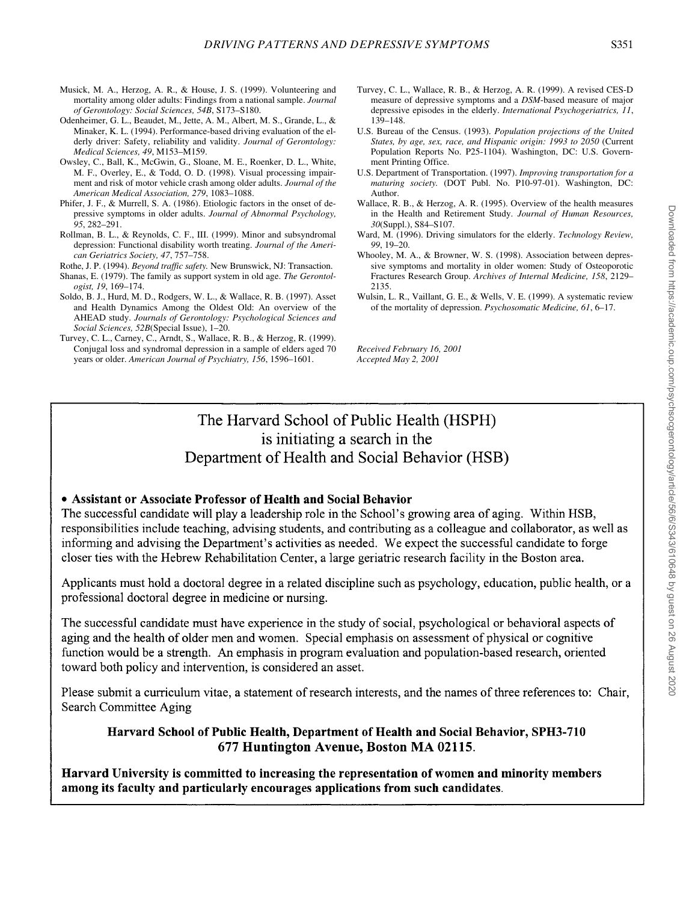Musick, M. A., Herzog, A. R., & House, J. S. (1999). Volunteering and mortality among older adults: Findings from a national sample. *Journal of Gerontology: Social Sciences, 54B*, S173–S180.

Odenheimer, G. L., Beaudet, M., Jette, A. M., Albert, M. S., Grande, L., & Minaker, K. L. (1994). Performance-based driving evaluation of the elderly driver: Safety, reliability and validity. *Journal of Gerontology: Medical Sciences, 49*, M153–M159.

Owsley, C., Ball, K., McGwin, G., Sloane, M. E., Roenker, D. L., White, M. F., Overley, E., & Todd, O. D. (1998). Visual processing impairment and risk of motor vehicle crash among older adults. *Journal of the American Medical Association, 279*, 1083–1088.

Phifer, J. F., & Murrell, S. A. (1986). Etiologic factors in the onset of depressive symptoms in older adults. *Journal of Abnormal Psychology, 95*, 282–291.

Rollman, B. L., & Reynolds, C. F., III. (1999). Minor and subsyndromal depression: Functional disability worth treating. *Journal of the American Geriatrics Society, 47*, 757–758.

Rothe, J. P. (1994). *Beyond traffic safety.* New Brunswick, NJ: Transaction.

Shanas, E. (1979). The family as support system in old age. *The Gerontologist, 19*, 169–174.

Soldo, B. J., Hurd, M. D., Rodgers, W. L., & Wallace, R. B. (1997). Asset and Health Dynamics Among the Oldest Old: An overview of the AHEAD study. *Journals of Gerontology: Psychological Sciences and Social Sciences, 52B*(Special Issue), 1–20.

Turvey, C. L., Carney, C., Arndt, S., Wallace, R. B., & Herzog, R. (1999). Conjugal loss and syndromal depression in a sample of elders aged 70 years or older. *American Journal of Psychiatry, 156*, 1596–1601.

Turvey, C. L., Wallace, R. B., & Herzog, A. R. (1999). A revised CES-D measure of depressive symptoms and a *DSM*-based measure of major depressive episodes in the elderly. *International Psychogeriatrics, 11*, 139–148.

U.S. Bureau of the Census. (1993). *Population projections of the United States, by age, sex, race, and Hispanic origin: 1993 to 2050* (Current Population Reports No. P25-1104). Washington, DC: U.S. Government Printing Office.

U.S. Department of Transportation. (1997). *Improving transportation for a maturing society.* (DOT Publ. No. P10-97-01). Washington, DC: Author.

Wallace, R. B., & Herzog, A. R. (1995). Overview of the health measures in the Health and Retirement Study. *Journal of Human Resources, 30*(Suppl.), S84–S107.

Ward, M. (1996). Driving simulators for the elderly. *Technology Review, 99*, 19–20.

Whooley, M. A., & Browner, W. S. (1998). Association between depressive symptoms and mortality in older women: Study of Osteoporotic Fractures Research Group. *Archives of Internal Medicine, 158*, 2129–2135.

Wulsin, L. R., Vaillant, G. E., & Wells, V. E. (1999). A systematic review of the mortality of depression. *Psychosomatic Medicine, 61*, 6–17.

*Received February 16, 2001*
*Accepted May 2, 2001*

---

## The Harvard School of Public Health (HSPH) is initiating a search in the Department of Health and Social Behavior (HSB)

- **Assistant or Associate Professor of Health and Social Behavior**

The successful candidate will play a leadership role in the School's growing area of aging. Within HSB, responsibilities include teaching, advising students, and contributing as a colleague and collaborator, as well as informing and advising the Department's activities as needed. We expect the successful candidate to forge closer ties with the Hebrew Rehabilitation Center, a large geriatric research facility in the Boston area.

Applicants must hold a doctoral degree in a related discipline such as psychology, education, public health, or a professional doctoral degree in medicine or nursing.

The successful candidate must have experience in the study of social, psychological or behavioral aspects of aging and the health of older men and women. Special emphasis on assessment of physical or cognitive function would be a strength. An emphasis in program evaluation and population-based research, oriented toward both policy and intervention, is considered an asset.

Please submit a curriculum vitae, a statement of research interests, and the names of three references to: Chair, Search Committee Aging

**Harvard School of Public Health, Department of Health and Social Behavior, SPH3-710**
**677 Huntington Avenue, Boston MA 02115.**

**Harvard University is committed to increasing the representation of women and minority members among its faculty and particularly encourages applications from such candidates.**